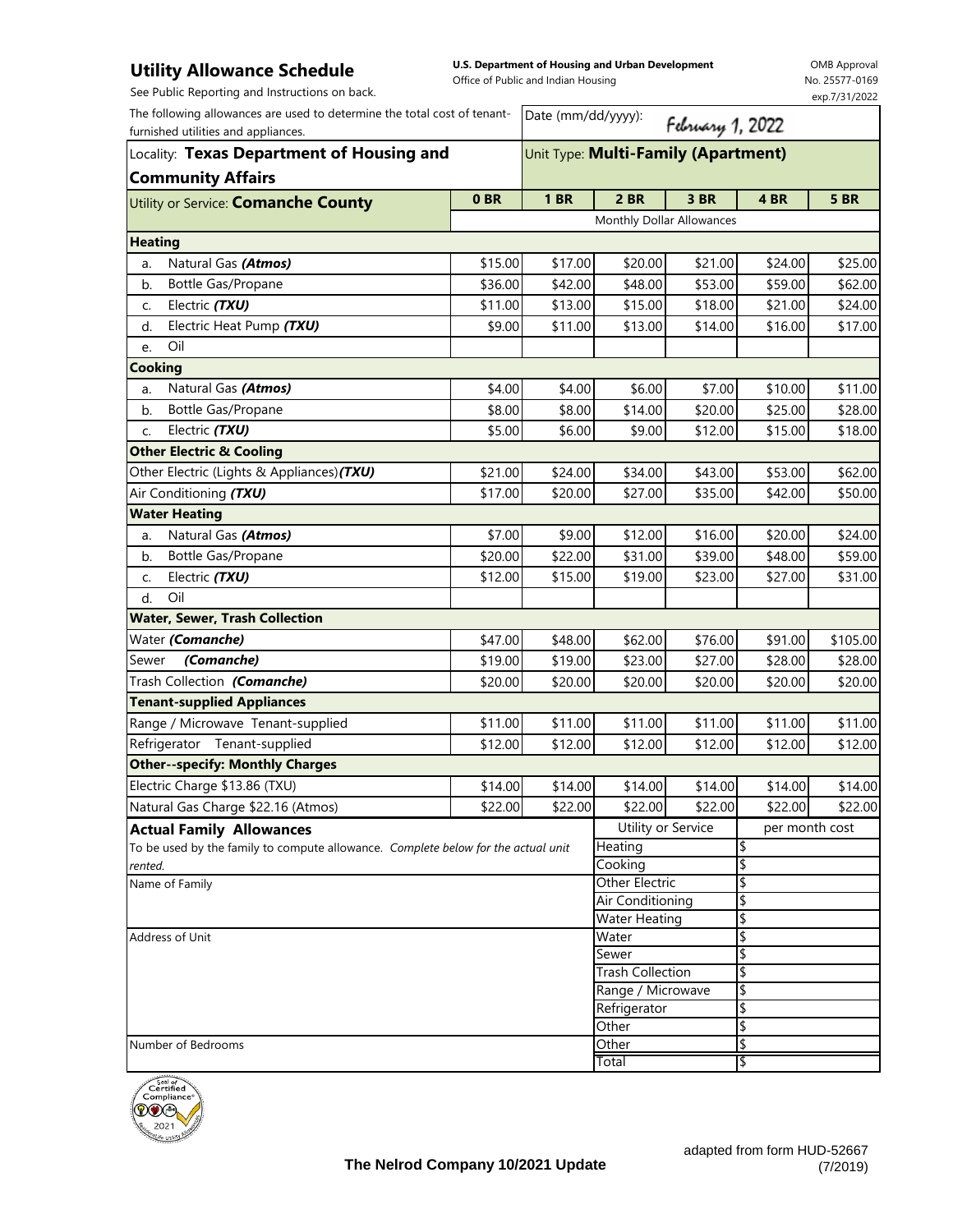# Utility Allowance Schedule

**U.S. Department of Housing and Urban Development**
Office of Public and Indian Housing

OMB Approval No. 25577-0169 exp.7/31/2022

See Public Reporting and Instructions on back.

The following allowances are used to determine the total cost of tenant-furnished utilities and appliances.

Date (mm/dd/yyyy): February 1, 2022

Locality: **Texas Department of Housing and Community Affairs**

Unit Type: **Multi-Family (Apartment)**

| Utility or Service: **Comanche County** | 0 BR | 1 BR | 2 BR | 3 BR | 4 BR | 5 BR |
|---|---|---|---|---|---|---|
| | Monthly Dollar Allowances | | | | | |
| **Heating** | | | | | | |
| a. Natural Gas ***(Atmos)*** | $15.00 | $17.00 | $20.00 | $21.00 | $24.00 | $25.00 |
| b. Bottle Gas/Propane | $36.00 | $42.00 | $48.00 | $53.00 | $59.00 | $62.00 |
| c. Electric ***(TXU)*** | $11.00 | $13.00 | $15.00 | $18.00 | $21.00 | $24.00 |
| d. Electric Heat Pump ***(TXU)*** | $9.00 | $11.00 | $13.00 | $14.00 | $16.00 | $17.00 |
| e. Oil | | | | | | |
| **Cooking** | | | | | | |
| a. Natural Gas ***(Atmos)*** | $4.00 | $4.00 | $6.00 | $7.00 | $10.00 | $11.00 |
| b. Bottle Gas/Propane | $8.00 | $8.00 | $14.00 | $20.00 | $25.00 | $28.00 |
| c. Electric ***(TXU)*** | $5.00 | $6.00 | $9.00 | $12.00 | $15.00 | $18.00 |
| **Other Electric & Cooling** | | | | | | |
| Other Electric (Lights & Appliances) ***(TXU)*** | $21.00 | $24.00 | $34.00 | $43.00 | $53.00 | $62.00 |
| Air Conditioning ***(TXU)*** | $17.00 | $20.00 | $27.00 | $35.00 | $42.00 | $50.00 |
| **Water Heating** | | | | | | |
| a. Natural Gas ***(Atmos)*** | $7.00 | $9.00 | $12.00 | $16.00 | $20.00 | $24.00 |
| b. Bottle Gas/Propane | $20.00 | $22.00 | $31.00 | $39.00 | $48.00 | $59.00 |
| c. Electric ***(TXU)*** | $12.00 | $15.00 | $19.00 | $23.00 | $27.00 | $31.00 |
| d. Oil | | | | | | |
| **Water, Sewer, Trash Collection** | | | | | | |
| Water ***(Comanche)*** | $47.00 | $48.00 | $62.00 | $76.00 | $91.00 | $105.00 |
| Sewer ***(Comanche)*** | $19.00 | $19.00 | $23.00 | $27.00 | $28.00 | $28.00 |
| Trash Collection ***(Comanche)*** | $20.00 | $20.00 | $20.00 | $20.00 | $20.00 | $20.00 |
| **Tenant-supplied Appliances** | | | | | | |
| Range / Microwave Tenant-supplied | $11.00 | $11.00 | $11.00 | $11.00 | $11.00 | $11.00 |
| Refrigerator Tenant-supplied | $12.00 | $12.00 | $12.00 | $12.00 | $12.00 | $12.00 |
| **Other--specify: Monthly Charges** | | | | | | |
| Electric Charge $13.86 (TXU) | $14.00 | $14.00 | $14.00 | $14.00 | $14.00 | $14.00 |
| Natural Gas Charge $22.16 (Atmos) | $22.00 | $22.00 | $22.00 | $22.00 | $22.00 | $22.00 |

**Actual Family Allowances**

To be used by the family to compute allowance. *Complete below for the actual unit rented.*

Name of Family

Address of Unit

Number of Bedrooms

| Utility or Service | per month cost |
|---|---|
| Heating | $ |
| Cooking | $ |
| Other Electric | $ |
| Air Conditioning | $ |
| Water Heating | $ |
| Water | $ |
| Sewer | $ |
| Trash Collection | $ |
| Range / Microwave | $ |
| Refrigerator | $ |
| Other | $ |
| Other | $ |
| Total | $ |

Seal of Certified Compliance 2021

**The Nelrod Company 10/2021 Update**

adapted from form HUD-52667 (7/2019)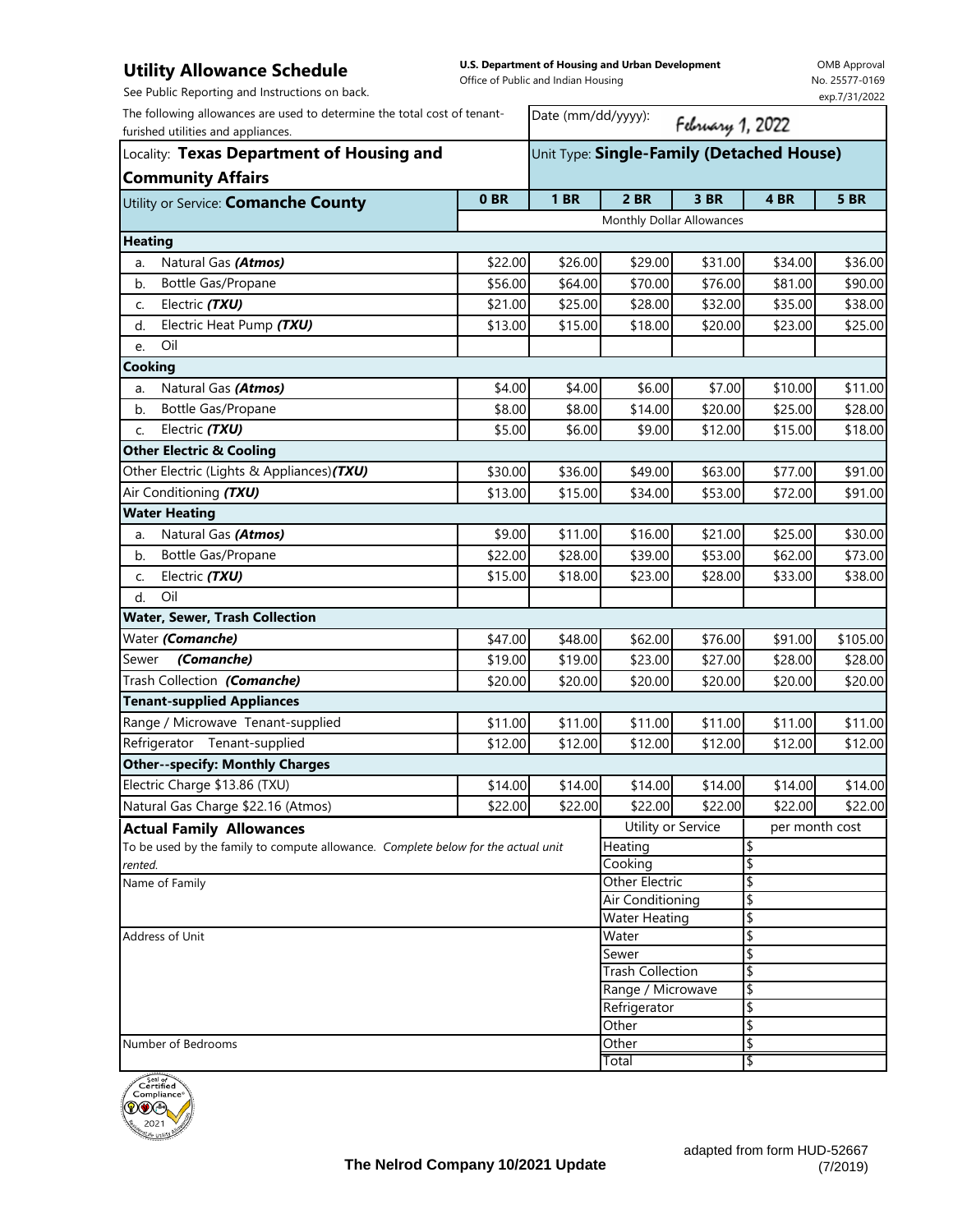# Utility Allowance Schedule

See Public Reporting and Instructions on back.

**U.S. Department of Housing and Urban Development**
Office of Public and Indian Housing

OMB Approval
No. 25577-0169
exp.7/31/2022

The following allowances are used to determine the total cost of tenant-furnished utilities and appliances.

Date (mm/dd/yyyy): February 1, 2022

Locality: **Texas Department of Housing and Community Affairs**

Unit Type: **Single-Family (Detached House)**

| Utility or Service: **Comanche County** | 0 BR | 1 BR | 2 BR | 3 BR | 4 BR | 5 BR |
|---|---|---|---|---|---|---|
| | Monthly Dollar Allowances | | | | | |
| **Heating** | | | | | | |
| a. Natural Gas ***(Atmos)*** | $22.00 | $26.00 | $29.00 | $31.00 | $34.00 | $36.00 |
| b. Bottle Gas/Propane | $56.00 | $64.00 | $70.00 | $76.00 | $81.00 | $90.00 |
| c. Electric ***(TXU)*** | $21.00 | $25.00 | $28.00 | $32.00 | $35.00 | $38.00 |
| d. Electric Heat Pump ***(TXU)*** | $13.00 | $15.00 | $18.00 | $20.00 | $23.00 | $25.00 |
| e. Oil | | | | | | |
| **Cooking** | | | | | | |
| a. Natural Gas ***(Atmos)*** | $4.00 | $4.00 | $6.00 | $7.00 | $10.00 | $11.00 |
| b. Bottle Gas/Propane | $8.00 | $8.00 | $14.00 | $20.00 | $25.00 | $28.00 |
| c. Electric ***(TXU)*** | $5.00 | $6.00 | $9.00 | $12.00 | $15.00 | $18.00 |
| **Other Electric & Cooling** | | | | | | |
| Other Electric (Lights & Appliances)***(TXU)*** | $30.00 | $36.00 | $49.00 | $63.00 | $77.00 | $91.00 |
| Air Conditioning ***(TXU)*** | $13.00 | $15.00 | $34.00 | $53.00 | $72.00 | $91.00 |
| **Water Heating** | | | | | | |
| a. Natural Gas ***(Atmos)*** | $9.00 | $11.00 | $16.00 | $21.00 | $25.00 | $30.00 |
| b. Bottle Gas/Propane | $22.00 | $28.00 | $39.00 | $53.00 | $62.00 | $73.00 |
| c. Electric ***(TXU)*** | $15.00 | $18.00 | $23.00 | $28.00 | $33.00 | $38.00 |
| d. Oil | | | | | | |
| **Water, Sewer, Trash Collection** | | | | | | |
| Water ***(Comanche)*** | $47.00 | $48.00 | $62.00 | $76.00 | $91.00 | $105.00 |
| Sewer ***(Comanche)*** | $19.00 | $19.00 | $23.00 | $27.00 | $28.00 | $28.00 |
| Trash Collection ***(Comanche)*** | $20.00 | $20.00 | $20.00 | $20.00 | $20.00 | $20.00 |
| **Tenant-supplied Appliances** | | | | | | |
| Range / Microwave Tenant-supplied | $11.00 | $11.00 | $11.00 | $11.00 | $11.00 | $11.00 |
| Refrigerator Tenant-supplied | $12.00 | $12.00 | $12.00 | $12.00 | $12.00 | $12.00 |
| **Other--specify: Monthly Charges** | | | | | | |
| Electric Charge $13.86 (TXU) | $14.00 | $14.00 | $14.00 | $14.00 | $14.00 | $14.00 |
| Natural Gas Charge $22.16 (Atmos) | $22.00 | $22.00 | $22.00 | $22.00 | $22.00 | $22.00 |

**Actual Family Allowances**

To be used by the family to compute allowance. *Complete below for the actual unit rented.*

Name of Family

Address of Unit

Number of Bedrooms

| Utility or Service | per month cost |
|---|---|
| Heating | $ |
| Cooking | $ |
| Other Electric | $ |
| Air Conditioning | $ |
| Water Heating | $ |
| Water | $ |
| Sewer | $ |
| Trash Collection | $ |
| Range / Microwave | $ |
| Refrigerator | $ |
| Other | $ |
| Other | $ |
| Total | $ |

Seal of Certified Compliance 2021

**The Nelrod Company 10/2021 Update**

adapted from form HUD-52667 (7/2019)